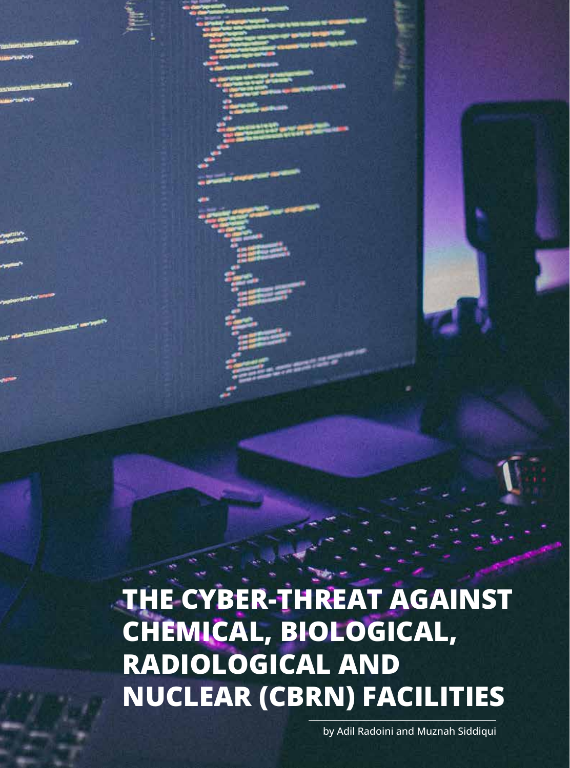# THE CYBER-THREAT AGAINST CHEMICAL, BIOLOGICAL, RADIOLOGICAL AND NUCLEAR (CBRN) FACILITIES

by Adil Radoini and Muznah Siddiqui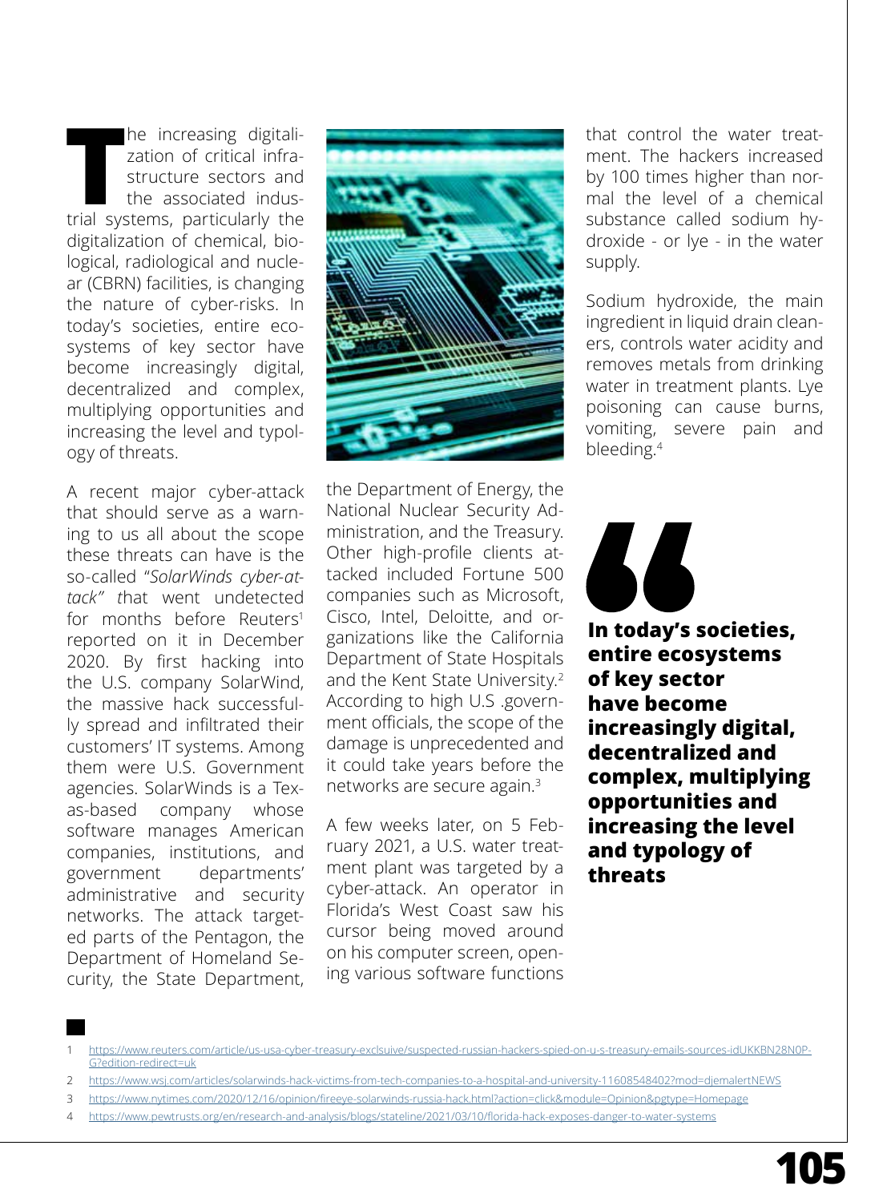The increasing digitalization of critical infrastructure sectors and the associated industrial systems, particularly the digitalization of chemical, biological, radiological and nuclear (CBRN) facilities, is changing the nature of cyber-risks. In today's societies, entire ecosystems of key sector have become increasingly digital, decentralized and complex, multiplying opportunities and increasing the level and typology of threats.

A recent major cyber-attack that should serve as a warning to us all about the scope these threats can have is the so-called "*SolarWinds cyber-attack" t*hat went undetected for months before Reuters[1] reported on it in December 2020. By first hacking into the U.S. company SolarWind, the massive hack successfully spread and infiltrated their customers' IT systems. Among them were U.S. Government agencies. SolarWinds is a Texas-based company whose software manages American companies, institutions, and government departments' administrative and security networks. The attack targeted parts of the Pentagon, the Department of Homeland Security, the State Department, the Department of Energy, the National Nuclear Security Administration, and the Treasury. Other high-profile clients attacked included Fortune 500 companies such as Microsoft, Cisco, Intel, Deloitte, and organizations like the California Department of State Hospitals and the Kent State University.[2] According to high U.S .government officials, the scope of the damage is unprecedented and it could take years before the networks are secure again.[3]

A few weeks later, on 5 February 2021, a U.S. water treatment plant was targeted by a cyber-attack. An operator in Florida's West Coast saw his cursor being moved around on his computer screen, opening various software functions that control the water treatment. The hackers increased by 100 times higher than normal the level of a chemical substance called sodium hydroxide - or lye - in the water supply.

Sodium hydroxide, the main ingredient in liquid drain cleaners, controls water acidity and removes metals from drinking water in treatment plants. Lye poisoning can cause burns, vomiting, severe pain and bleeding.[4]

> **In today's societies, entire ecosystems of key sector have become increasingly digital, decentralized and complex, multiplying opportunities and increasing the level and typology of threats**

---

1 https://www.reuters.com/article/us-usa-cyber-treasury-exclsuive/suspected-russian-hackers-spied-on-u-s-treasury-emails-sources-idUKKBN28N0PG?edition-redirect=uk

2 https://www.wsj.com/articles/solarwinds-hack-victims-from-tech-companies-to-a-hospital-and-university-11608548402?mod=djemalertNEWS

3 https://www.nytimes.com/2020/12/16/opinion/fireeye-solarwinds-russia-hack.html?action=click&module=Opinion&pgtype=Homepage

4 https://www.pewtrusts.org/en/research-and-analysis/blogs/stateline/2021/03/10/florida-hack-exposes-danger-to-water-systems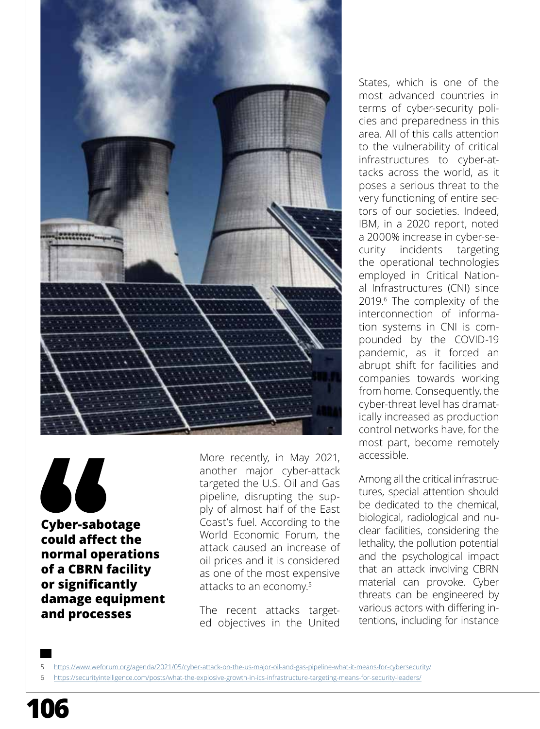> **Cyber-sabotage could affect the normal operations of a CBRN facility or significantly damage equipment and processes**

More recently, in May 2021, another major cyber-attack targeted the U.S. Oil and Gas pipeline, disrupting the supply of almost half of the East Coast's fuel. According to the World Economic Forum, the attack caused an increase of oil prices and it is considered as one of the most expensive attacks to an economy.[5]

The recent attacks targeted objectives in the United States, which is one of the most advanced countries in terms of cyber-security policies and preparedness in this area. All of this calls attention to the vulnerability of critical infrastructures to cyber-attacks across the world, as it poses a serious threat to the very functioning of entire sectors of our societies. Indeed, IBM, in a 2020 report, noted a 2000% increase in cyber-security incidents targeting the operational technologies employed in Critical National Infrastructures (CNI) since 2019.[6] The complexity of the interconnection of information systems in CNI is compounded by the COVID-19 pandemic, as it forced an abrupt shift for facilities and companies towards working from home. Consequently, the cyber-threat level has dramatically increased as production control networks have, for the most part, become remotely accessible.

Among all the critical infrastructures, special attention should be dedicated to the chemical, biological, radiological and nuclear facilities, considering the lethality, the pollution potential and the psychological impact that an attack involving CBRN material can provoke. Cyber threats can be engineered by various actors with differing intentions, including for instance

5 https://www.weforum.org/agenda/2021/05/cyber-attack-on-the-us-major-oil-and-gas-pipeline-what-it-means-for-cybersecurity/

6 https://securityintelligence.com/posts/what-the-explosive-growth-in-ics-infrastructure-targeting-means-for-security-leaders/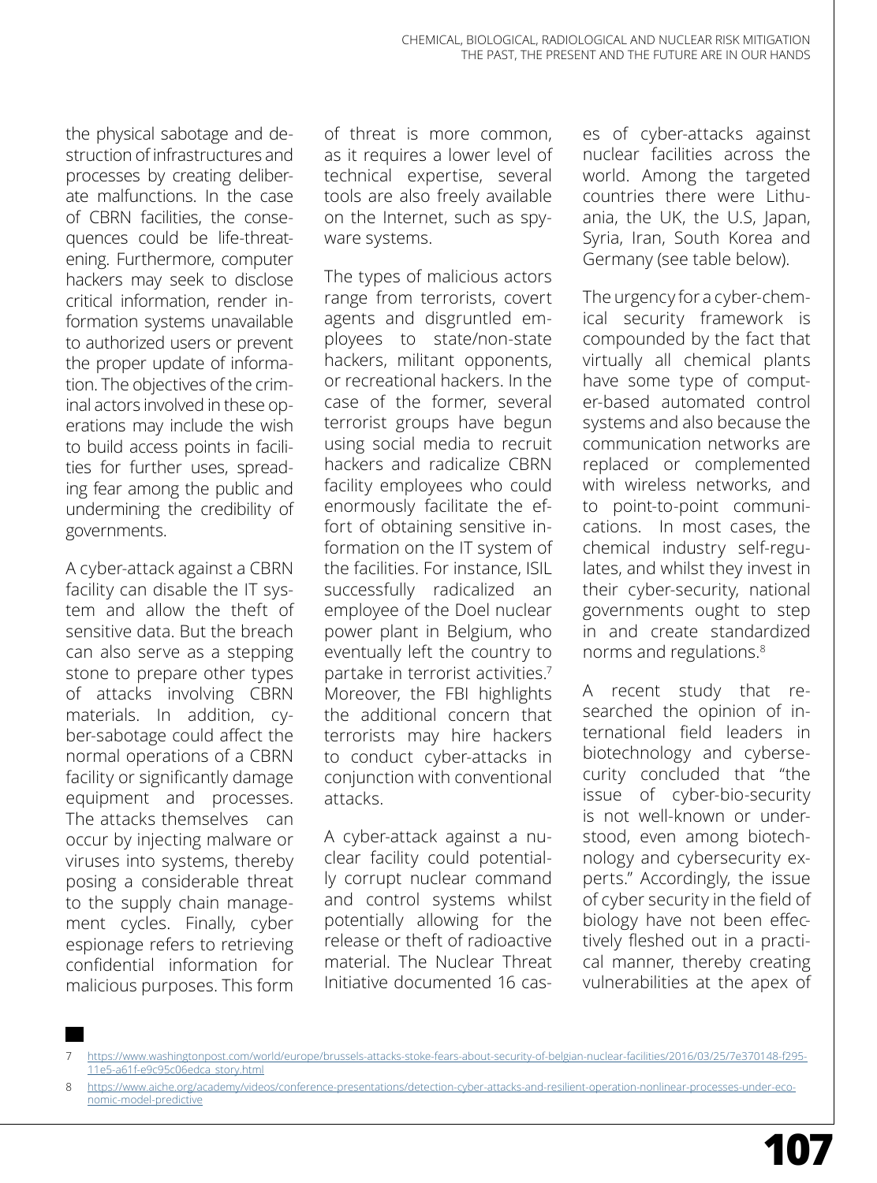the physical sabotage and destruction of infrastructures and processes by creating deliberate malfunctions. In the case of CBRN facilities, the consequences could be life-threatening. Furthermore, computer hackers may seek to disclose critical information, render information systems unavailable to authorized users or prevent the proper update of information. The objectives of the criminal actors involved in these operations may include the wish to build access points in facilities for further uses, spreading fear among the public and undermining the credibility of governments.

A cyber-attack against a CBRN facility can disable the IT system and allow the theft of sensitive data. But the breach can also serve as a stepping stone to prepare other types of attacks involving CBRN materials. In addition, cyber-sabotage could affect the normal operations of a CBRN facility or significantly damage equipment and processes. The attacks themselves can occur by injecting malware or viruses into systems, thereby posing a considerable threat to the supply chain management cycles. Finally, cyber espionage refers to retrieving confidential information for malicious purposes. This form of threat is more common, as it requires a lower level of technical expertise, several tools are also freely available on the Internet, such as spyware systems.

The types of malicious actors range from terrorists, covert agents and disgruntled employees to state/non-state hackers, militant opponents, or recreational hackers. In the case of the former, several terrorist groups have begun using social media to recruit hackers and radicalize CBRN facility employees who could enormously facilitate the effort of obtaining sensitive information on the IT system of the facilities. For instance, ISIL successfully radicalized an employee of the Doel nuclear power plant in Belgium, who eventually left the country to partake in terrorist activities.[7] Moreover, the FBI highlights the additional concern that terrorists may hire hackers to conduct cyber-attacks in conjunction with conventional attacks.

A cyber-attack against a nuclear facility could potentially corrupt nuclear command and control systems whilst potentially allowing for the release or theft of radioactive material. The Nuclear Threat Initiative documented 16 cases of cyber-attacks against nuclear facilities across the world. Among the targeted countries there were Lithuania, the UK, the U.S, Japan, Syria, Iran, South Korea and Germany (see table below).

The urgency for a cyber-chemical security framework is compounded by the fact that virtually all chemical plants have some type of computer-based automated control systems and also because the communication networks are replaced or complemented with wireless networks, and to point-to-point communications. In most cases, the chemical industry self-regulates, and whilst they invest in their cyber-security, national governments ought to step in and create standardized norms and regulations.[8]

A recent study that researched the opinion of international field leaders in biotechnology and cybersecurity concluded that "the issue of cyber-bio-security is not well-known or understood, even among biotechnology and cybersecurity experts." Accordingly, the issue of cyber security in the field of biology have not been effectively fleshed out in a practical manner, thereby creating vulnerabilities at the apex of

7 https://www.washingtonpost.com/world/europe/brussels-attacks-stoke-fears-about-security-of-belgian-nuclear-facilities/2016/03/25/7e370148-f295-11e5-a61f-e9c95c06edca_story.html

8 https://www.aiche.org/academy/videos/conference-presentations/detection-cyber-attacks-and-resilient-operation-nonlinear-processes-under-economic-model-predictive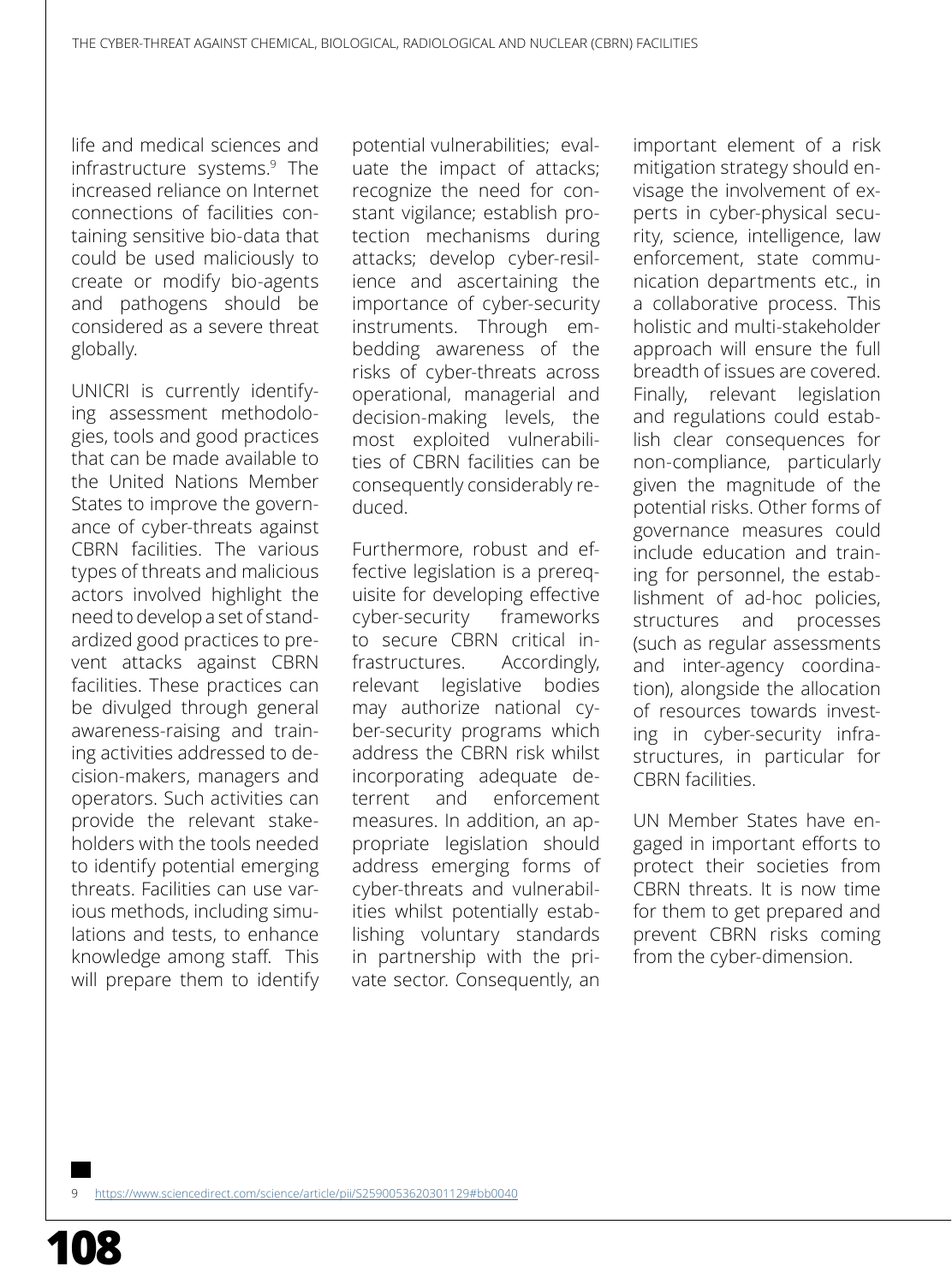life and medical sciences and infrastructure systems.[9] The increased reliance on Internet connections of facilities containing sensitive bio-data that could be used maliciously to create or modify bio-agents and pathogens should be considered as a severe threat globally.

UNICRI is currently identifying assessment methodologies, tools and good practices that can be made available to the United Nations Member States to improve the governance of cyber-threats against CBRN facilities. The various types of threats and malicious actors involved highlight the need to develop a set of standardized good practices to prevent attacks against CBRN facilities. These practices can be divulged through general awareness-raising and training activities addressed to decision-makers, managers and operators. Such activities can provide the relevant stakeholders with the tools needed to identify potential emerging threats. Facilities can use various methods, including simulations and tests, to enhance knowledge among staff. This will prepare them to identify potential vulnerabilities; evaluate the impact of attacks; recognize the need for constant vigilance; establish protection mechanisms during attacks; develop cyber-resilience and ascertaining the importance of cyber-security instruments. Through embedding awareness of the risks of cyber-threats across operational, managerial and decision-making levels, the most exploited vulnerabilities of CBRN facilities can be consequently considerably reduced.

Furthermore, robust and effective legislation is a prerequisite for developing effective cyber-security frameworks to secure CBRN critical infrastructures. Accordingly, relevant legislative bodies may authorize national cyber-security programs which address the CBRN risk whilst incorporating adequate deterrent and enforcement measures. In addition, an appropriate legislation should address emerging forms of cyber-threats and vulnerabilities whilst potentially establishing voluntary standards in partnership with the private sector. Consequently, an important element of a risk mitigation strategy should envisage the involvement of experts in cyber-physical security, science, intelligence, law enforcement, state communication departments etc., in a collaborative process. This holistic and multi-stakeholder approach will ensure the full breadth of issues are covered. Finally, relevant legislation and regulations could establish clear consequences for non-compliance, particularly given the magnitude of the potential risks. Other forms of governance measures could include education and training for personnel, the establishment of ad-hoc policies, structures and processes (such as regular assessments and inter-agency coordination), alongside the allocation of resources towards investing in cyber-security infrastructures, in particular for CBRN facilities.

UN Member States have engaged in important efforts to protect their societies from CBRN threats. It is now time for them to get prepared and prevent CBRN risks coming from the cyber-dimension.

---

9 https://www.sciencedirect.com/science/article/pii/S2590053620301129#bb0040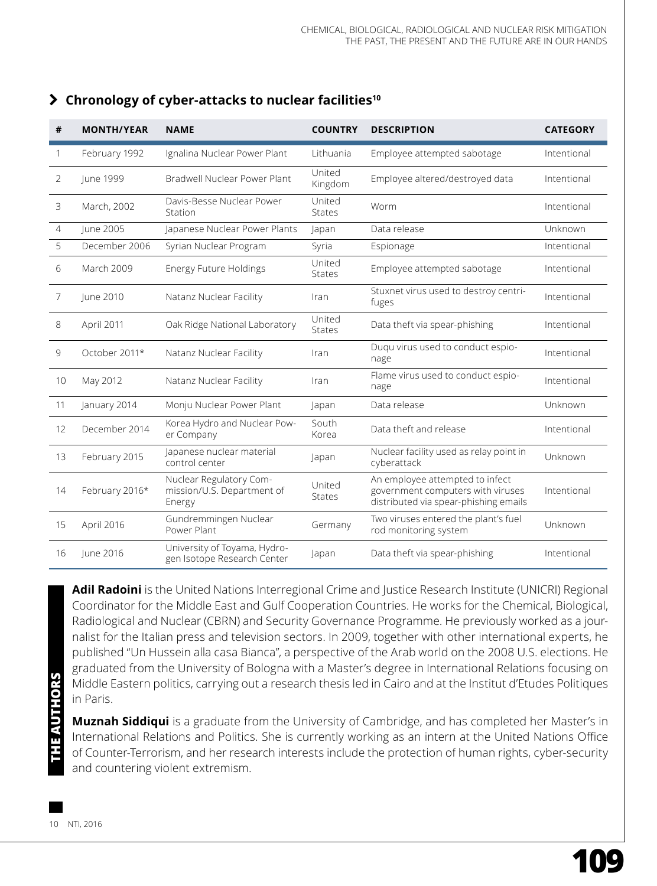## Chronology of cyber-attacks to nuclear facilities[10]

| # | MONTH/YEAR | NAME | COUNTRY | DESCRIPTION | CATEGORY |
|---|---|---|---|---|---|
| 1 | February 1992 | Ignalina Nuclear Power Plant | Lithuania | Employee attempted sabotage | Intentional |
| 2 | June 1999 | Bradwell Nuclear Power Plant | United Kingdom | Employee altered/destroyed data | Intentional |
| 3 | March, 2002 | Davis-Besse Nuclear Power Station | United States | Worm | Intentional |
| 4 | June 2005 | Japanese Nuclear Power Plants | Japan | Data release | Unknown |
| 5 | December 2006 | Syrian Nuclear Program | Syria | Espionage | Intentional |
| 6 | March 2009 | Energy Future Holdings | United States | Employee attempted sabotage | Intentional |
| 7 | June 2010 | Natanz Nuclear Facility | Iran | Stuxnet virus used to destroy centrifuges | Intentional |
| 8 | April 2011 | Oak Ridge National Laboratory | United States | Data theft via spear-phishing | Intentional |
| 9 | October 2011* | Natanz Nuclear Facility | Iran | Duqu virus used to conduct espionage | Intentional |
| 10 | May 2012 | Natanz Nuclear Facility | Iran | Flame virus used to conduct espionage | Intentional |
| 11 | January 2014 | Monju Nuclear Power Plant | Japan | Data release | Unknown |
| 12 | December 2014 | Korea Hydro and Nuclear Power Company | South Korea | Data theft and release | Intentional |
| 13 | February 2015 | Japanese nuclear material control center | Japan | Nuclear facility used as relay point in cyberattack | Unknown |
| 14 | February 2016* | Nuclear Regulatory Commission/U.S. Department of Energy | United States | An employee attempted to infect government computers with viruses distributed via spear-phishing emails | Intentional |
| 15 | April 2016 | Gundremmingen Nuclear Power Plant | Germany | Two viruses entered the plant's fuel rod monitoring system | Unknown |
| 16 | June 2016 | University of Toyama, Hydrogen Isotope Research Center | Japan | Data theft via spear-phishing | Intentional |

## THE AUTHORS

**Adil Radoini** is the United Nations Interregional Crime and Justice Research Institute (UNICRI) Regional Coordinator for the Middle East and Gulf Cooperation Countries. He works for the Chemical, Biological, Radiological and Nuclear (CBRN) and Security Governance Programme. He previously worked as a journalist for the Italian press and television sectors. In 2009, together with other international experts, he published "Un Hussein alla casa Bianca", a perspective of the Arab world on the 2008 U.S. elections. He graduated from the University of Bologna with a Master's degree in International Relations focusing on Middle Eastern politics, carrying out a research thesis led in Cairo and at the Institut d'Etudes Politiques in Paris.

**Muznah Siddiqui** is a graduate from the University of Cambridge, and has completed her Master's in International Relations and Politics. She is currently working as an intern at the United Nations Office of Counter-Terrorism, and her research interests include the protection of human rights, cyber-security and countering violent extremism.

10 NTI, 2016